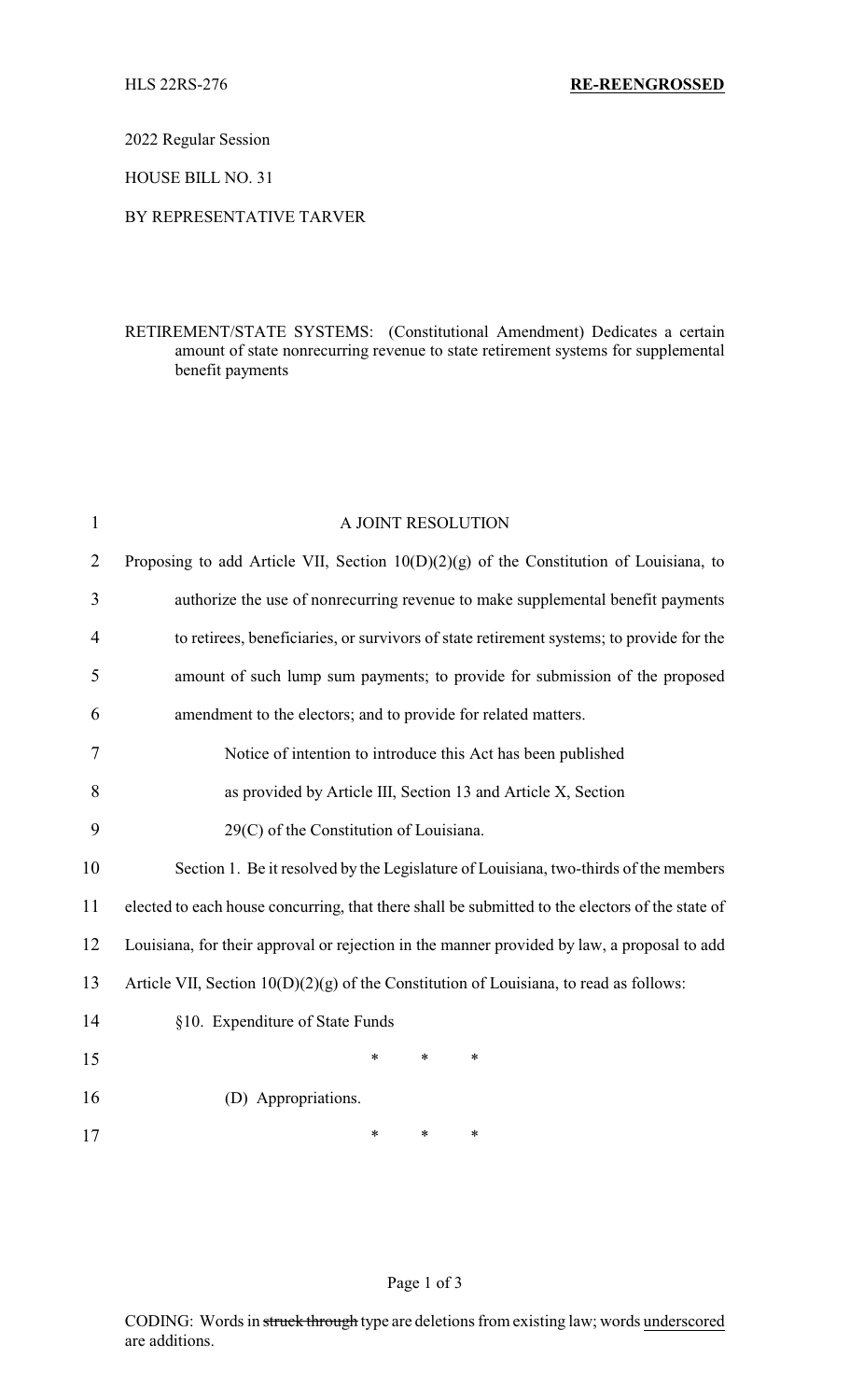HLS 22RS-276 **RE-REENGROSSED**

2022 Regular Session

HOUSE BILL NO. 31

BY REPRESENTATIVE TARVER

RETIREMENT/STATE SYSTEMS: (Constitutional Amendment) Dedicates a certain amount of state nonrecurring revenue to state retirement systems for supplemental benefit payments

A JOINT RESOLUTION

Proposing to add Article VII, Section 10(D)(2)(g) of the Constitution of Louisiana, to authorize the use of nonrecurring revenue to make supplemental benefit payments to retirees, beneficiaries, or survivors of state retirement systems; to provide for the amount of such lump sum payments; to provide for submission of the proposed amendment to the electors; and to provide for related matters.

Notice of intention to introduce this Act has been published as provided by Article III, Section 13 and Article X, Section 29(C) of the Constitution of Louisiana.

Section 1. Be it resolved by the Legislature of Louisiana, two-thirds of the members elected to each house concurring, that there shall be submitted to the electors of the state of Louisiana, for their approval or rejection in the manner provided by law, a proposal to add Article VII, Section 10(D)(2)(g) of the Constitution of Louisiana, to read as follows:

§10. Expenditure of State Funds

\* \* \*

(D) Appropriations.

\* \* \*

CODING: Words in ~~struck through~~ type are deletions from existing law; words underscored are additions.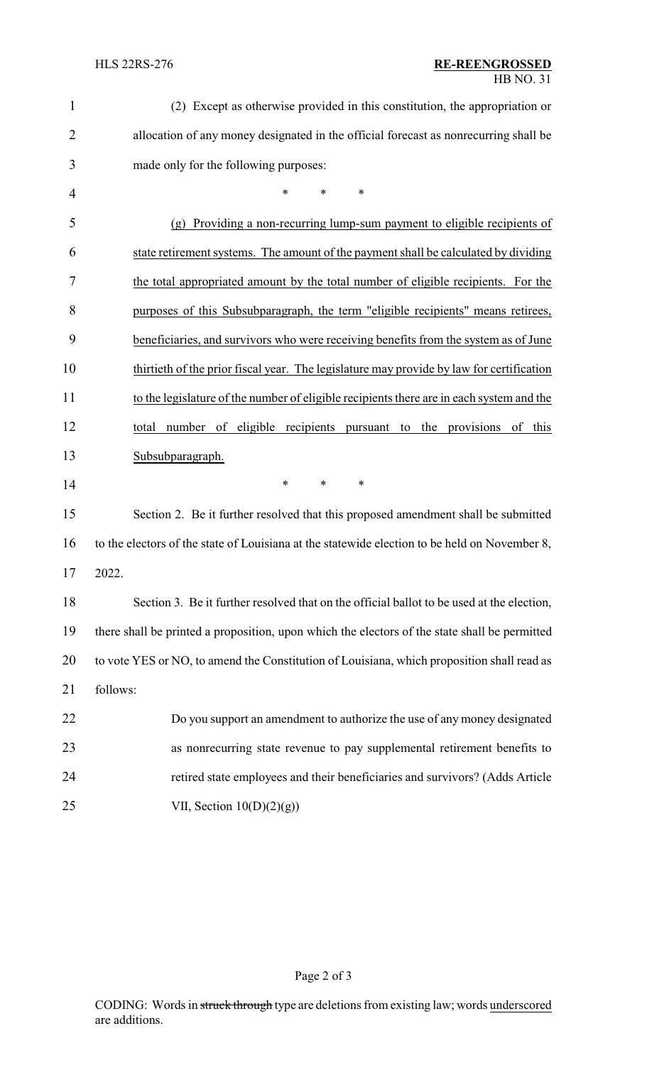(2) Except as otherwise provided in this constitution, the appropriation or allocation of any money designated in the official forecast as nonrecurring shall be made only for the following purposes:

\* \* \*

<u>(g) Providing a non-recurring lump-sum payment to eligible recipients of state retirement systems. The amount of the payment shall be calculated by dividing the total appropriated amount by the total number of eligible recipients. For the purposes of this Subsubparagraph, the term "eligible recipients" means retirees, beneficiaries, and survivors who were receiving benefits from the system as of June thirtieth of the prior fiscal year. The legislature may provide by law for certification to the legislature of the number of eligible recipients there are in each system and the total number of eligible recipients pursuant to the provisions of this Subsubparagraph.</u>

\* \* \*

Section 2. Be it further resolved that this proposed amendment shall be submitted to the electors of the state of Louisiana at the statewide election to be held on November 8, 2022.

Section 3. Be it further resolved that on the official ballot to be used at the election, there shall be printed a proposition, upon which the electors of the state shall be permitted to vote YES or NO, to amend the Constitution of Louisiana, which proposition shall read as follows:

Do you support an amendment to authorize the use of any money designated as nonrecurring state revenue to pay supplemental retirement benefits to retired state employees and their beneficiaries and survivors? (Adds Article VII, Section 10(D)(2)(g))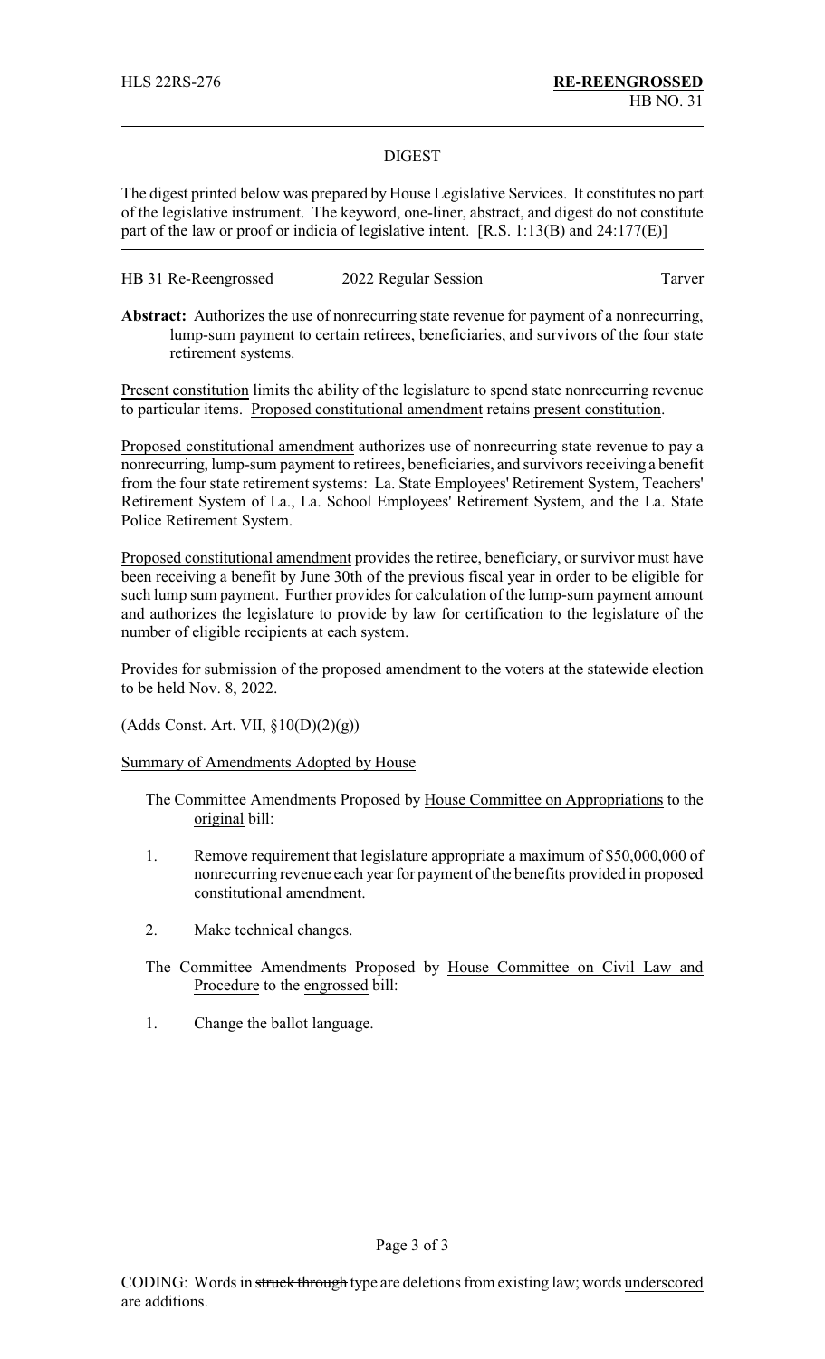HLS 22RS-276 **RE-REENGROSSED**
HB NO. 31

## DIGEST

The digest printed below was prepared by House Legislative Services. It constitutes no part of the legislative instrument. The keyword, one-liner, abstract, and digest do not constitute part of the law or proof or indicia of legislative intent. [R.S. 1:13(B) and 24:177(E)]

HB 31 Re-Reengrossed 2022 Regular Session Tarver

**Abstract:** Authorizes the use of nonrecurring state revenue for payment of a nonrecurring, lump-sum payment to certain retirees, beneficiaries, and survivors of the four state retirement systems.

Present constitution limits the ability of the legislature to spend state nonrecurring revenue to particular items. Proposed constitutional amendment retains present constitution.

Proposed constitutional amendment authorizes use of nonrecurring state revenue to pay a nonrecurring, lump-sum payment to retirees, beneficiaries, and survivors receiving a benefit from the four state retirement systems: La. State Employees' Retirement System, Teachers' Retirement System of La., La. School Employees' Retirement System, and the La. State Police Retirement System.

Proposed constitutional amendment provides the retiree, beneficiary, or survivor must have been receiving a benefit by June 30th of the previous fiscal year in order to be eligible for such lump sum payment. Further provides for calculation of the lump-sum payment amount and authorizes the legislature to provide by law for certification to the legislature of the number of eligible recipients at each system.

Provides for submission of the proposed amendment to the voters at the statewide election to be held Nov. 8, 2022.

(Adds Const. Art. VII, §10(D)(2)(g))

Summary of Amendments Adopted by House

The Committee Amendments Proposed by House Committee on Appropriations to the original bill:

1. Remove requirement that legislature appropriate a maximum of $50,000,000 of nonrecurring revenue each year for payment of the benefits provided in proposed constitutional amendment.
2. Make technical changes.

The Committee Amendments Proposed by House Committee on Civil Law and Procedure to the engrossed bill:

1. Change the ballot language.

CODING: Words in ~~struck through~~ type are deletions from existing law; words underscored are additions.